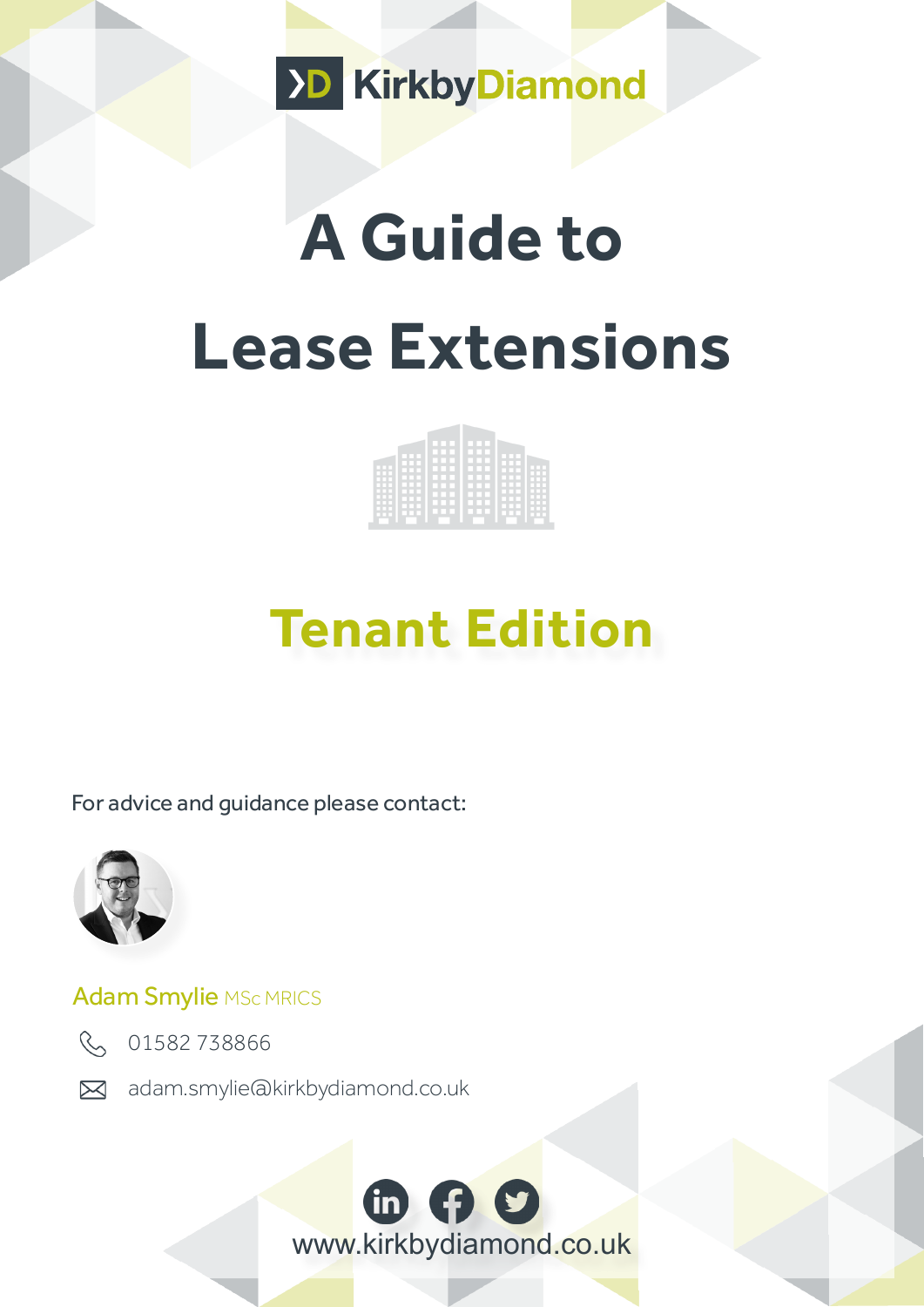KirkbyDiamond

# A Guide to Lease Extensions

## Tenant Edition

For advice and guidance please contact:

**Adam Smylie** MSc MRICS

01582 738866

adam.smylie@kirkbydiamond.co.uk

www.kirkbydiamond.co.uk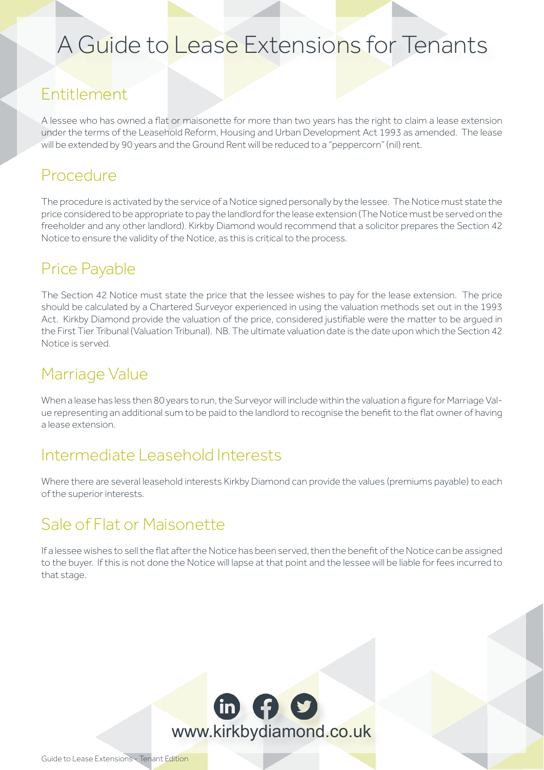# A Guide to Lease Extensions for Tenants

## Entitlement

A lessee who has owned a flat or maisonette for more than two years has the right to claim a lease extension under the terms of the Leasehold Reform, Housing and Urban Development Act 1993 as amended. The lease will be extended by 90 years and the Ground Rent will be reduced to a "peppercorn" (nil) rent.

## Procedure

The procedure is activated by the service of a Notice signed personally by the lessee. The Notice must state the price considered to be appropriate to pay the landlord for the lease extension (The Notice must be served on the freeholder and any other landlord). Kirkby Diamond would recommend that a solicitor prepares the Section 42 Notice to ensure the validity of the Notice, as this is critical to the process.

## Price Payable

The Section 42 Notice must state the price that the lessee wishes to pay for the lease extension. The price should be calculated by a Chartered Surveyor experienced in using the valuation methods set out in the 1993 Act. Kirkby Diamond provide the valuation of the price, considered justifiable were the matter to be argued in the First Tier Tribunal (Valuation Tribunal). NB. The ultimate valuation date is the date upon which the Section 42 Notice is served.

## Marriage Value

When a lease has less then 80 years to run, the Surveyor will include within the valuation a figure for Marriage Value representing an additional sum to be paid to the landlord to recognise the benefit to the flat owner of having a lease extension.

## Intermediate Leasehold Interests

Where there are several leasehold interests Kirkby Diamond can provide the values (premiums payable) to each of the superior interests.

## Sale of Flat or Maisonette

If a lessee wishes to sell the flat after the Notice has been served, then the benefit of the Notice can be assigned to the buyer. If this is not done the Notice will lapse at that point and the lessee will be liable for fees incurred to that stage.

www.kirkbydiamond.co.uk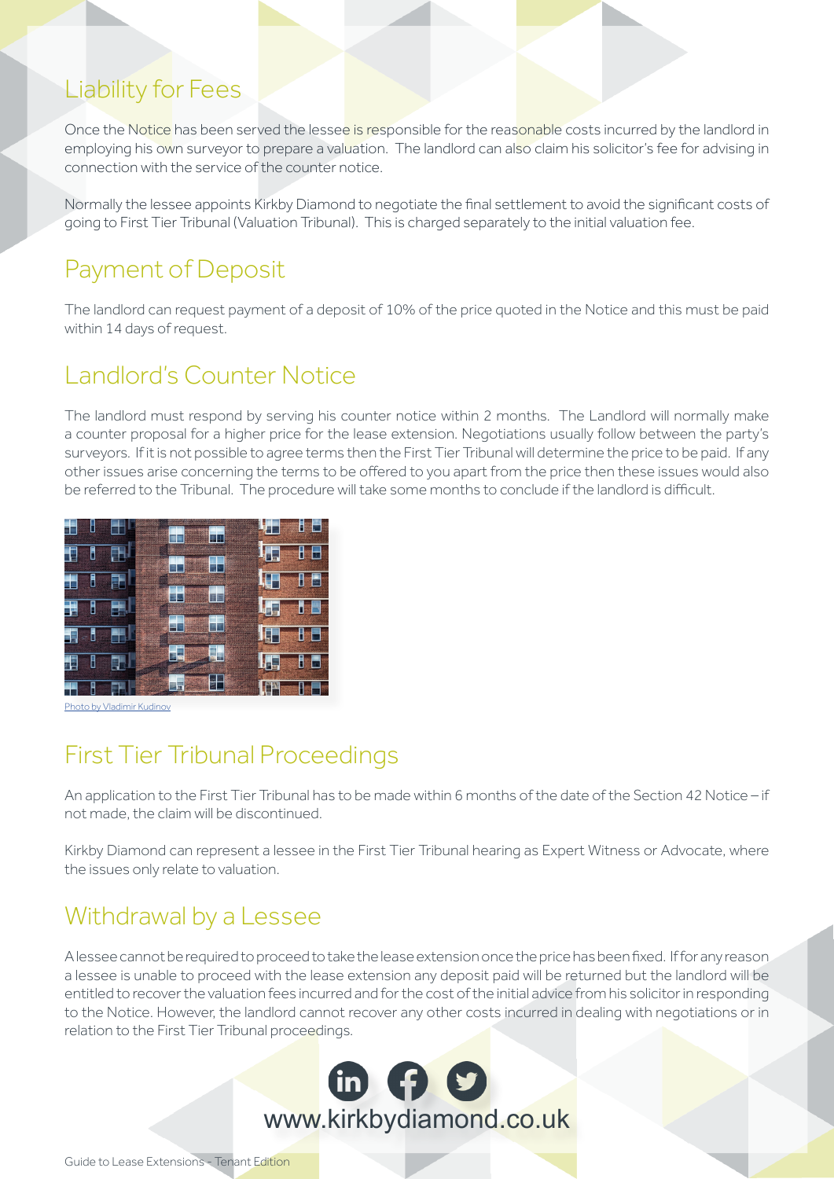## Liability for Fees

Once the Notice has been served the lessee is responsible for the reasonable costs incurred by the landlord in employing his own surveyor to prepare a valuation. The landlord can also claim his solicitor's fee for advising in connection with the service of the counter notice.

Normally the lessee appoints Kirkby Diamond to negotiate the final settlement to avoid the significant costs of going to First Tier Tribunal (Valuation Tribunal). This is charged separately to the initial valuation fee.

## Payment of Deposit

The landlord can request payment of a deposit of 10% of the price quoted in the Notice and this must be paid within 14 days of request.

## Landlord's Counter Notice

The landlord must respond by serving his counter notice within 2 months. The Landlord will normally make a counter proposal for a higher price for the lease extension. Negotiations usually follow between the party's surveyors. If it is not possible to agree terms then the First Tier Tribunal will determine the price to be paid. If any other issues arise concerning the terms to be offered to you apart from the price then these issues would also be referred to the Tribunal. The procedure will take some months to conclude if the landlord is difficult.

Photo by Vladimir Kudinov

## First Tier Tribunal Proceedings

An application to the First Tier Tribunal has to be made within 6 months of the date of the Section 42 Notice – if not made, the claim will be discontinued.

Kirkby Diamond can represent a lessee in the First Tier Tribunal hearing as Expert Witness or Advocate, where the issues only relate to valuation.

## Withdrawal by a Lessee

A lessee cannot be required to proceed to take the lease extension once the price has been fixed. If for any reason a lessee is unable to proceed with the lease extension any deposit paid will be returned but the landlord will be entitled to recover the valuation fees incurred and for the cost of the initial advice from his solicitor in responding to the Notice. However, the landlord cannot recover any other costs incurred in dealing with negotiations or in relation to the First Tier Tribunal proceedings.

www.kirkbydiamond.co.uk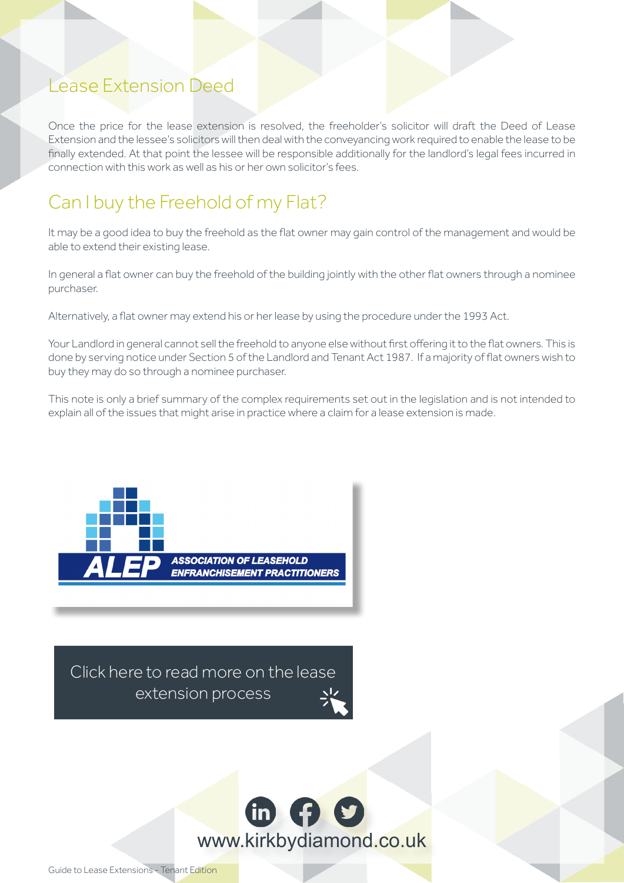## Lease Extension Deed

Once the price for the lease extension is resolved, the freeholder's solicitor will draft the Deed of Lease Extension and the lessee's solicitors will then deal with the conveyancing work required to enable the lease to be finally extended. At that point the lessee will be responsible additionally for the landlord's legal fees incurred in connection with this work as well as his or her own solicitor's fees.

## Can I buy the Freehold of my Flat?

It may be a good idea to buy the freehold as the flat owner may gain control of the management and would be able to extend their existing lease.

In general a flat owner can buy the freehold of the building jointly with the other flat owners through a nominee purchaser.

Alternatively, a flat owner may extend his or her lease by using the procedure under the 1993 Act.

Your Landlord in general cannot sell the freehold to anyone else without first offering it to the flat owners. This is done by serving notice under Section 5 of the Landlord and Tenant Act 1987. If a majority of flat owners wish to buy they may do so through a nominee purchaser.

This note is only a brief summary of the complex requirements set out in the legislation and is not intended to explain all of the issues that might arise in practice where a claim for a lease extension is made.

ALEP ASSOCIATION OF LEASEHOLD ENFRANCHISEMENT PRACTITIONERS

Click here to read more on the lease extension process

www.kirkbydiamond.co.uk